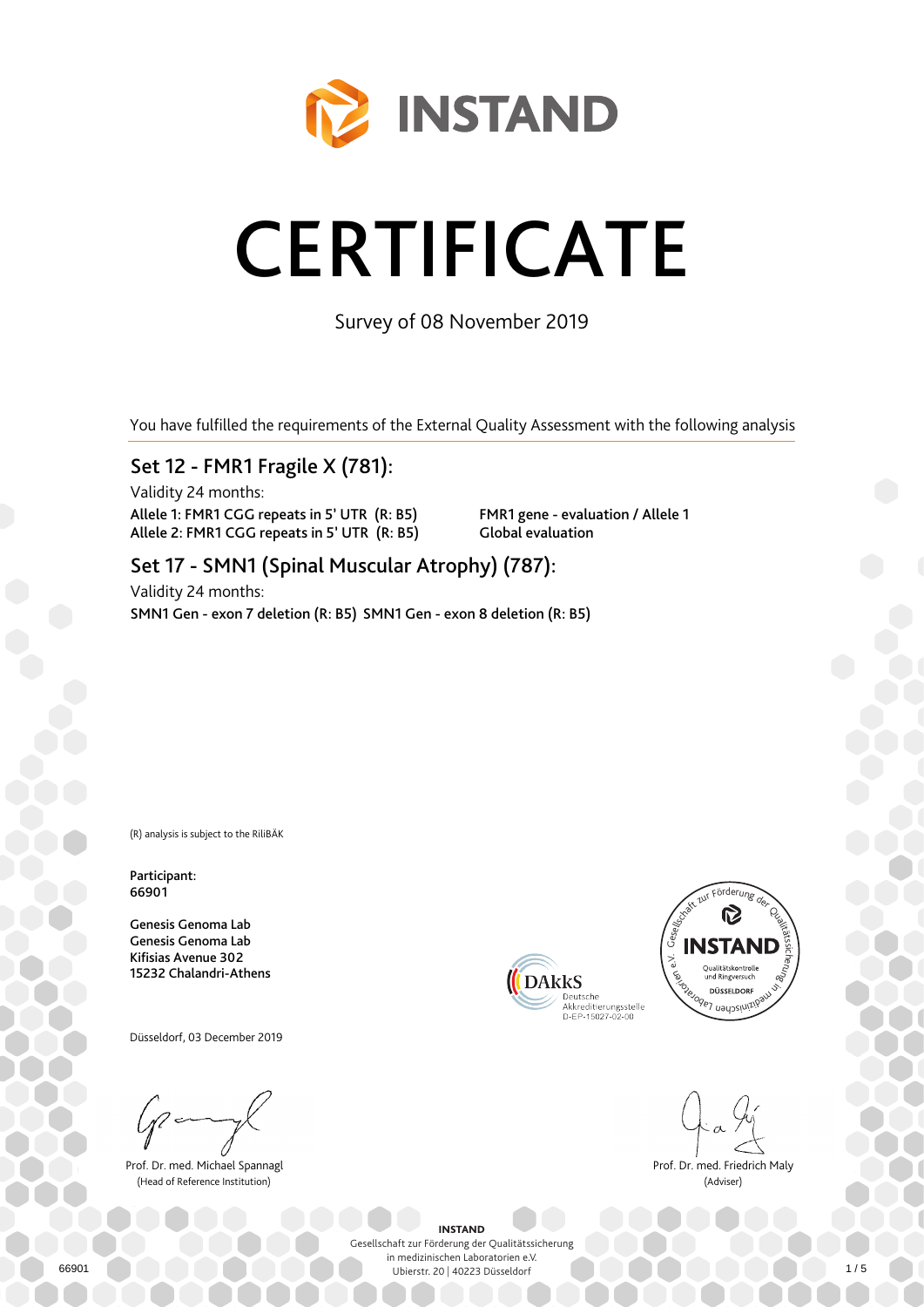INSTAND

# CERTIFICATE

Survey of 08 November 2019

You have fulfilled the requirements of the External Quality Assessment with the following analysis

## Set 12 - FMR1 Fragile X (781):

Validity 24 months:

**Allele 1: FMR1 CGG repeats in 5' UTR (R: B5)**
**Allele 2: FMR1 CGG repeats in 5' UTR (R: B5)**
**FMR1 gene - evaluation / Allele 1**
**Global evaluation**

## Set 17 - SMN1 (Spinal Muscular Atrophy) (787):

Validity 24 months:

**SMN1 Gen - exon 7 deletion (R: B5) SMN1 Gen - exon 8 deletion (R: B5)**

(R) analysis is subject to the RiliBÄK

**Participant:**
**66901**

**Genesis Genoma Lab**
**Genesis Genoma Lab**
**Kifisias Avenue 302**
**15232 Chalandri-Athens**

DAkkS Deutsche Akkreditierungsstelle D-EP-15027-02-00

Gesellschaft zur Förderung der Qualitätssicherung in medizinischen Laboratorien e.V. INSTAND Qualitätskontrolle und Ringversuch DÜSSELDORF

Düsseldorf, 03 December 2019

Prof. Dr. med. Michael Spannagl
(Head of Reference Institution)

Prof. Dr. med. Friedrich Maly
(Adviser)

**INSTAND**
Gesellschaft zur Förderung der Qualitätssicherung in medizinischen Laboratorien e.V.
Ubierstr. 20 | 40223 Düsseldorf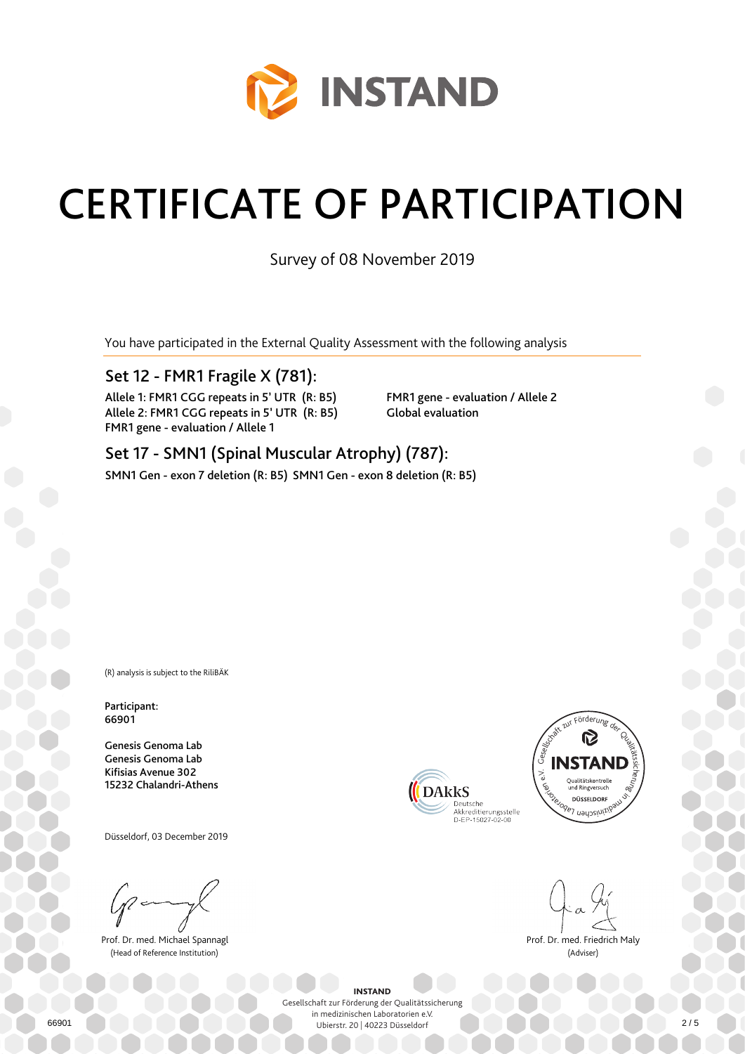# INSTAND

# CERTIFICATE OF PARTICIPATION

Survey of 08 November 2019

You have participated in the External Quality Assessment with the following analysis

## Set 12 - FMR1 Fragile X (781):

**Allele 1: FMR1 CGG repeats in 5' UTR (R: B5)**
**Allele 2: FMR1 CGG repeats in 5' UTR (R: B5)**
**FMR1 gene - evaluation / Allele 1**
**FMR1 gene - evaluation / Allele 2**
**Global evaluation**

## Set 17 - SMN1 (Spinal Muscular Atrophy) (787):

**SMN1 Gen - exon 7 deletion (R: B5) SMN1 Gen - exon 8 deletion (R: B5)**

(R) analysis is subject to the RiliBÄK

Participant:
66901

Genesis Genoma Lab
Genesis Genoma Lab
Kifisias Avenue 302
15232 Chalandri-Athens

Düsseldorf, 03 December 2019

DAkkS Deutsche Akkreditierungsstelle D-EP-15027-02-00

Gesellschaft zur Förderung der Qualitätssicherung in medizinischen Laboratorien e.V. INSTAND Qualitätskontrolle und Ringversuch DÜSSELDORF

Prof. Dr. med. Michael Spannagl
(Head of Reference Institution)

Prof. Dr. med. Friedrich Maly
(Adviser)

**INSTAND**
Gesellschaft zur Förderung der Qualitätssicherung in medizinischen Laboratorien e.V.
Ubierstr. 20 | 40223 Düsseldorf